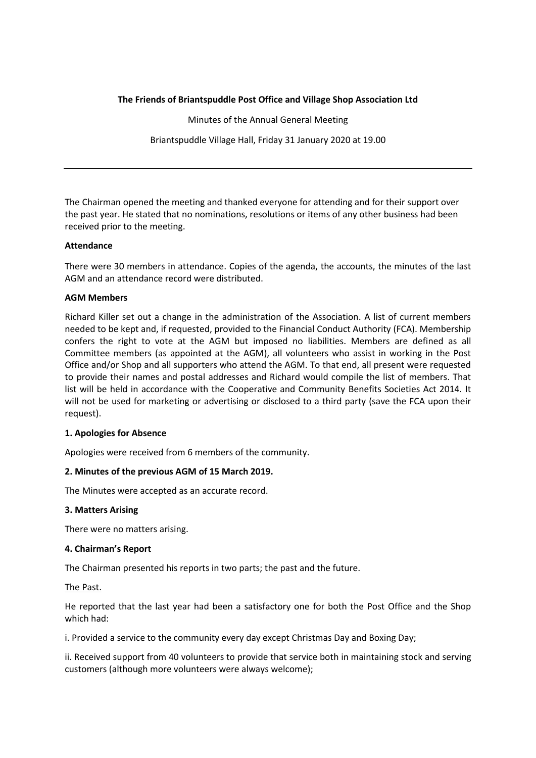**The Friends of Briantspuddle Post Office and Village Shop Association Ltd**

Minutes of the Annual General Meeting

Briantspuddle Village Hall, Friday 31 January 2020 at 19.00

---

The Chairman opened the meeting and thanked everyone for attending and for their support over the past year. He stated that no nominations, resolutions or items of any other business had been received prior to the meeting.

**Attendance**

There were 30 members in attendance. Copies of the agenda, the accounts, the minutes of the last AGM and an attendance record were distributed.

**AGM Members**

Richard Killer set out a change in the administration of the Association. A list of current members needed to be kept and, if requested, provided to the Financial Conduct Authority (FCA). Membership confers the right to vote at the AGM but imposed no liabilities. Members are defined as all Committee members (as appointed at the AGM), all volunteers who assist in working in the Post Office and/or Shop and all supporters who attend the AGM. To that end, all present were requested to provide their names and postal addresses and Richard would compile the list of members. That list will be held in accordance with the Cooperative and Community Benefits Societies Act 2014. It will not be used for marketing or advertising or disclosed to a third party (save the FCA upon their request).

**1. Apologies for Absence**

Apologies were received from 6 members of the community.

**2. Minutes of the previous AGM of 15 March 2019.**

The Minutes were accepted as an accurate record.

**3. Matters Arising**

There were no matters arising.

**4. Chairman's Report**

The Chairman presented his reports in two parts; the past and the future.

The Past.

He reported that the last year had been a satisfactory one for both the Post Office and the Shop which had:

i. Provided a service to the community every day except Christmas Day and Boxing Day;

ii. Received support from 40 volunteers to provide that service both in maintaining stock and serving customers (although more volunteers were always welcome);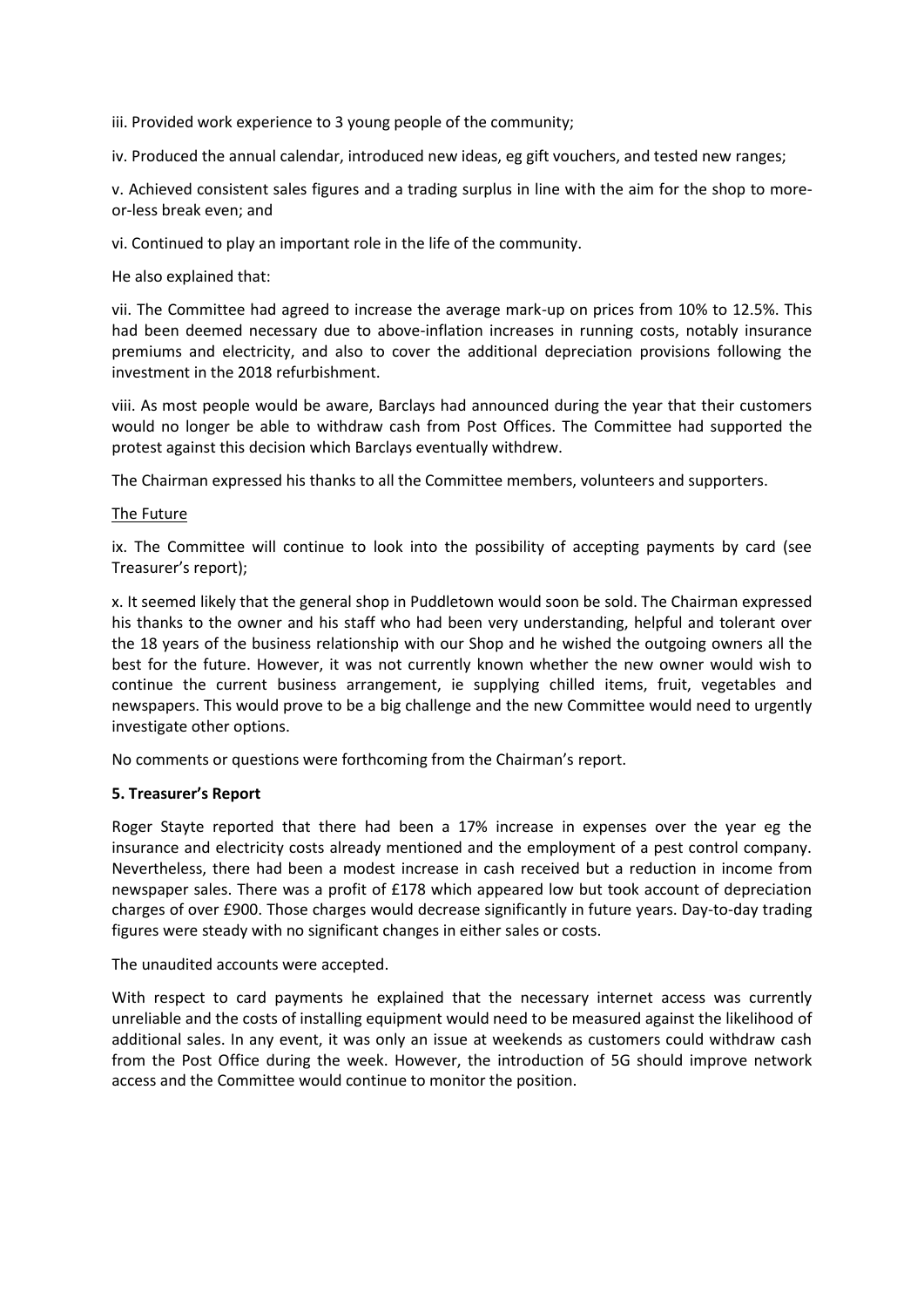iii. Provided work experience to 3 young people of the community;

iv. Produced the annual calendar, introduced new ideas, eg gift vouchers, and tested new ranges;

v. Achieved consistent sales figures and a trading surplus in line with the aim for the shop to more-or-less break even; and

vi. Continued to play an important role in the life of the community.

He also explained that:

vii. The Committee had agreed to increase the average mark-up on prices from 10% to 12.5%. This had been deemed necessary due to above-inflation increases in running costs, notably insurance premiums and electricity, and also to cover the additional depreciation provisions following the investment in the 2018 refurbishment.

viii. As most people would be aware, Barclays had announced during the year that their customers would no longer be able to withdraw cash from Post Offices. The Committee had supported the protest against this decision which Barclays eventually withdrew.

The Chairman expressed his thanks to all the Committee members, volunteers and supporters.

The Future

ix. The Committee will continue to look into the possibility of accepting payments by card (see Treasurer's report);

x. It seemed likely that the general shop in Puddletown would soon be sold. The Chairman expressed his thanks to the owner and his staff who had been very understanding, helpful and tolerant over the 18 years of the business relationship with our Shop and he wished the outgoing owners all the best for the future. However, it was not currently known whether the new owner would wish to continue the current business arrangement, ie supplying chilled items, fruit, vegetables and newspapers. This would prove to be a big challenge and the new Committee would need to urgently investigate other options.

No comments or questions were forthcoming from the Chairman's report.

**5. Treasurer's Report**

Roger Stayte reported that there had been a 17% increase in expenses over the year eg the insurance and electricity costs already mentioned and the employment of a pest control company. Nevertheless, there had been a modest increase in cash received but a reduction in income from newspaper sales. There was a profit of £178 which appeared low but took account of depreciation charges of over £900. Those charges would decrease significantly in future years. Day-to-day trading figures were steady with no significant changes in either sales or costs.

The unaudited accounts were accepted.

With respect to card payments he explained that the necessary internet access was currently unreliable and the costs of installing equipment would need to be measured against the likelihood of additional sales. In any event, it was only an issue at weekends as customers could withdraw cash from the Post Office during the week. However, the introduction of 5G should improve network access and the Committee would continue to monitor the position.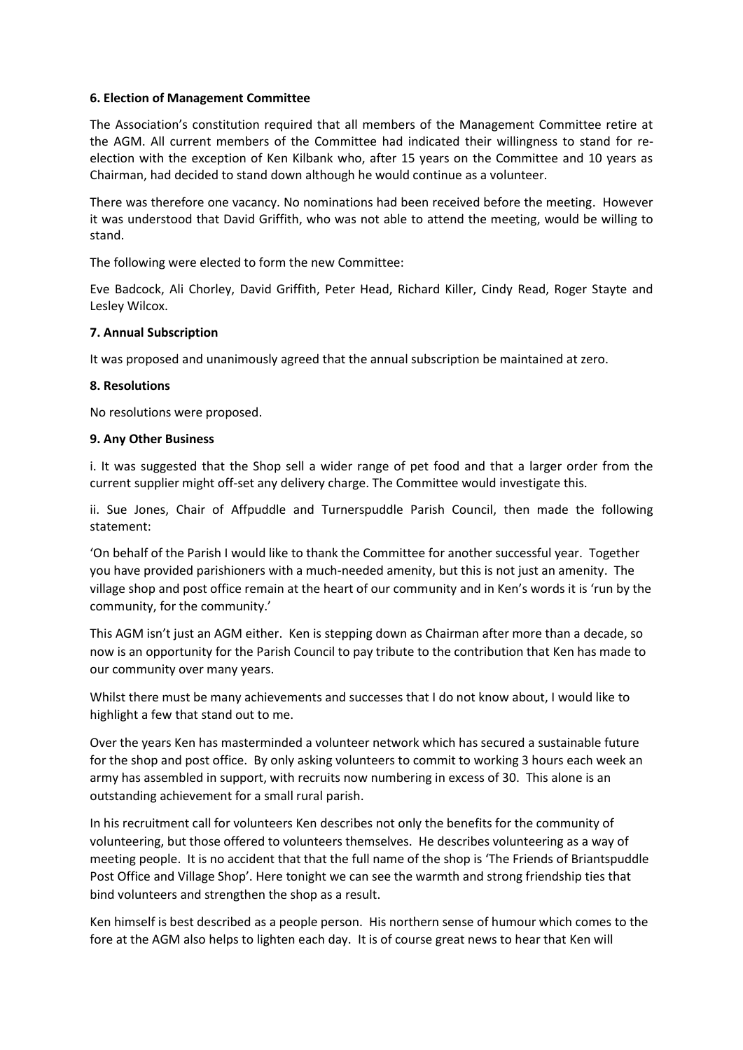**6. Election of Management Committee**

The Association's constitution required that all members of the Management Committee retire at the AGM. All current members of the Committee had indicated their willingness to stand for re-election with the exception of Ken Kilbank who, after 15 years on the Committee and 10 years as Chairman, had decided to stand down although he would continue as a volunteer.

There was therefore one vacancy. No nominations had been received before the meeting. However it was understood that David Griffith, who was not able to attend the meeting, would be willing to stand.

The following were elected to form the new Committee:

Eve Badcock, Ali Chorley, David Griffith, Peter Head, Richard Killer, Cindy Read, Roger Stayte and Lesley Wilcox.

**7. Annual Subscription**

It was proposed and unanimously agreed that the annual subscription be maintained at zero.

**8. Resolutions**

No resolutions were proposed.

**9. Any Other Business**

i. It was suggested that the Shop sell a wider range of pet food and that a larger order from the current supplier might off-set any delivery charge. The Committee would investigate this.

ii. Sue Jones, Chair of Affpuddle and Turnerspuddle Parish Council, then made the following statement:

'On behalf of the Parish I would like to thank the Committee for another successful year. Together you have provided parishioners with a much-needed amenity, but this is not just an amenity. The village shop and post office remain at the heart of our community and in Ken's words it is 'run by the community, for the community.'

This AGM isn't just an AGM either. Ken is stepping down as Chairman after more than a decade, so now is an opportunity for the Parish Council to pay tribute to the contribution that Ken has made to our community over many years.

Whilst there must be many achievements and successes that I do not know about, I would like to highlight a few that stand out to me.

Over the years Ken has masterminded a volunteer network which has secured a sustainable future for the shop and post office. By only asking volunteers to commit to working 3 hours each week an army has assembled in support, with recruits now numbering in excess of 30. This alone is an outstanding achievement for a small rural parish.

In his recruitment call for volunteers Ken describes not only the benefits for the community of volunteering, but those offered to volunteers themselves. He describes volunteering as a way of meeting people. It is no accident that that the full name of the shop is 'The Friends of Briantspuddle Post Office and Village Shop'. Here tonight we can see the warmth and strong friendship ties that bind volunteers and strengthen the shop as a result.

Ken himself is best described as a people person. His northern sense of humour which comes to the fore at the AGM also helps to lighten each day. It is of course great news to hear that Ken will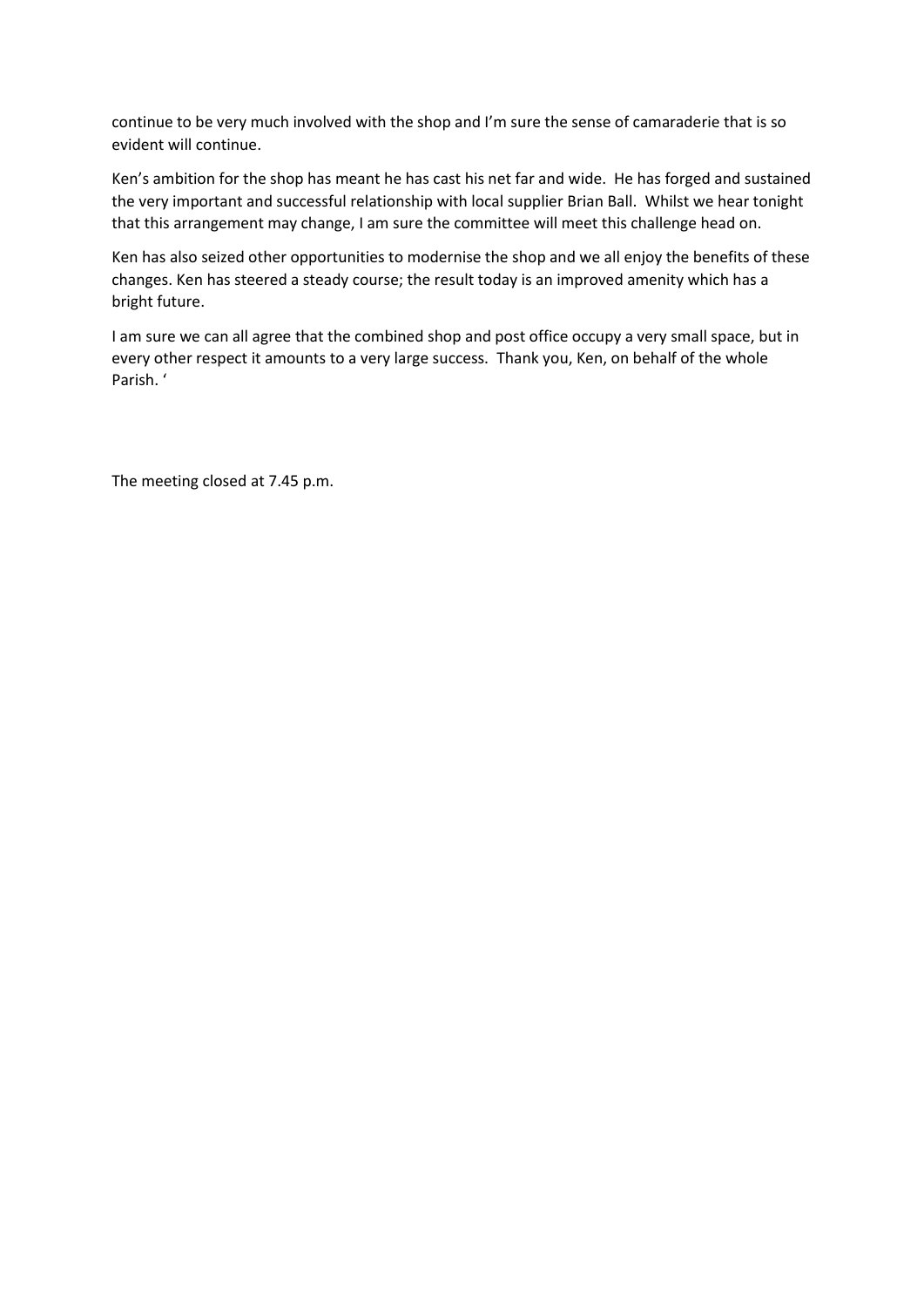continue to be very much involved with the shop and I'm sure the sense of camaraderie that is so evident will continue.

Ken's ambition for the shop has meant he has cast his net far and wide. He has forged and sustained the very important and successful relationship with local supplier Brian Ball. Whilst we hear tonight that this arrangement may change, I am sure the committee will meet this challenge head on.

Ken has also seized other opportunities to modernise the shop and we all enjoy the benefits of these changes. Ken has steered a steady course; the result today is an improved amenity which has a bright future.

I am sure we can all agree that the combined shop and post office occupy a very small space, but in every other respect it amounts to a very large success. Thank you, Ken, on behalf of the whole Parish. '

The meeting closed at 7.45 p.m.